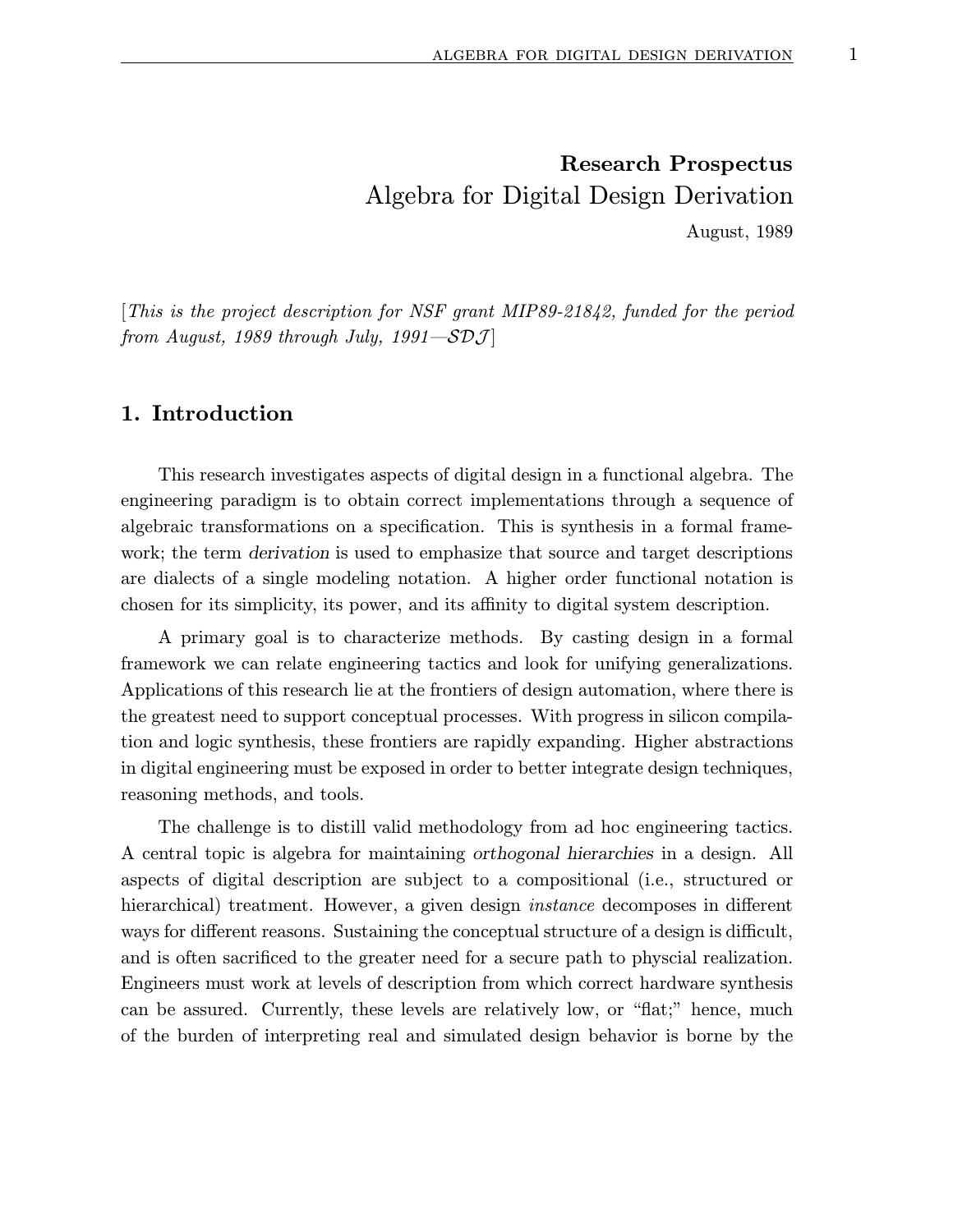**Research Prospectus**

# Algebra for Digital Design Derivation

August, 1989

[*This is the project description for NSF grant MIP89-21842, funded for the period from August, 1989 through July, 1991—SDJ*]

## 1. Introduction

This research investigates aspects of digital design in a functional algebra. The engineering paradigm is to obtain correct implementations through a sequence of algebraic transformations on a specification. This is synthesis in a formal framework; the term *derivation* is used to emphasize that source and target descriptions are dialects of a single modeling notation. A higher order functional notation is chosen for its simplicity, its power, and its affinity to digital system description.

A primary goal is to characterize methods. By casting design in a formal framework we can relate engineering tactics and look for unifying generalizations. Applications of this research lie at the frontiers of design automation, where there is the greatest need to support conceptual processes. With progress in silicon compilation and logic synthesis, these frontiers are rapidly expanding. Higher abstractions in digital engineering must be exposed in order to better integrate design techniques, reasoning methods, and tools.

The challenge is to distill valid methodology from ad hoc engineering tactics. A central topic is algebra for maintaining *orthogonal hierarchies* in a design. All aspects of digital description are subject to a compositional (i.e., structured or hierarchical) treatment. However, a given design *instance* decomposes in different ways for different reasons. Sustaining the conceptual structure of a design is difficult, and is often sacrificed to the greater need for a secure path to physcial realization. Engineers must work at levels of description from which correct hardware synthesis can be assured. Currently, these levels are relatively low, or "flat;" hence, much of the burden of interpreting real and simulated design behavior is borne by the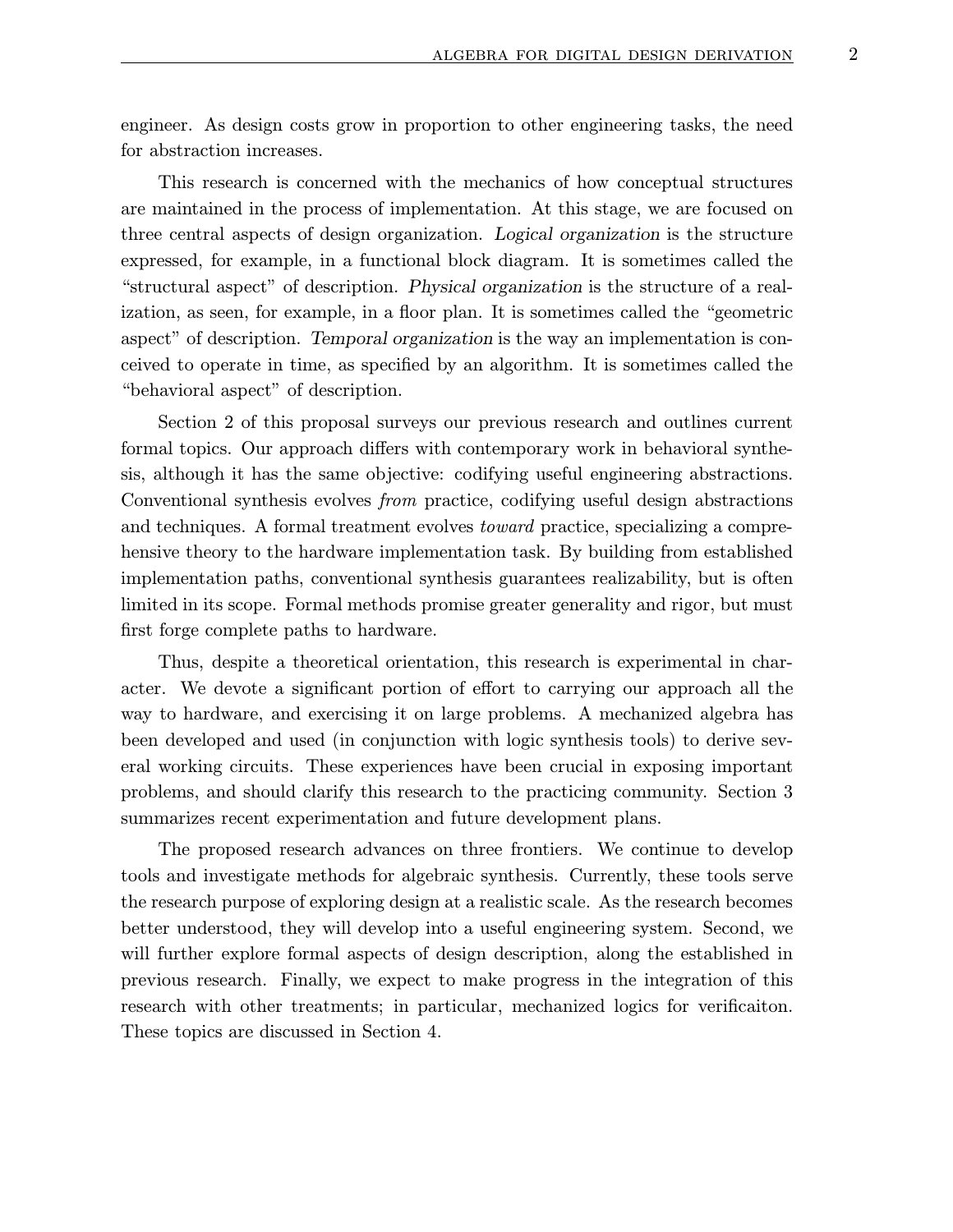engineer. As design costs grow in proportion to other engineering tasks, the need for abstraction increases.

This research is concerned with the mechanics of how conceptual structures are maintained in the process of implementation. At this stage, we are focused on three central aspects of design organization. *Logical organization* is the structure expressed, for example, in a functional block diagram. It is sometimes called the "structural aspect" of description. *Physical organization* is the structure of a realization, as seen, for example, in a floor plan. It is sometimes called the "geometric aspect" of description. *Temporal organization* is the way an implementation is conceived to operate in time, as specified by an algorithm. It is sometimes called the "behavioral aspect" of description.

Section 2 of this proposal surveys our previous research and outlines current formal topics. Our approach differs with contemporary work in behavioral synthesis, although it has the same objective: codifying useful engineering abstractions. Conventional synthesis evolves *from* practice, codifying useful design abstractions and techniques. A formal treatment evolves *toward* practice, specializing a comprehensive theory to the hardware implementation task. By building from established implementation paths, conventional synthesis guarantees realizability, but is often limited in its scope. Formal methods promise greater generality and rigor, but must first forge complete paths to hardware.

Thus, despite a theoretical orientation, this research is experimental in character. We devote a significant portion of effort to carrying our approach all the way to hardware, and exercising it on large problems. A mechanized algebra has been developed and used (in conjunction with logic synthesis tools) to derive several working circuits. These experiences have been crucial in exposing important problems, and should clarify this research to the practicing community. Section 3 summarizes recent experimentation and future development plans.

The proposed research advances on three frontiers. We continue to develop tools and investigate methods for algebraic synthesis. Currently, these tools serve the research purpose of exploring design at a realistic scale. As the research becomes better understood, they will develop into a useful engineering system. Second, we will further explore formal aspects of design description, along the established in previous research. Finally, we expect to make progress in the integration of this research with other treatments; in particular, mechanized logics for verificaiton. These topics are discussed in Section 4.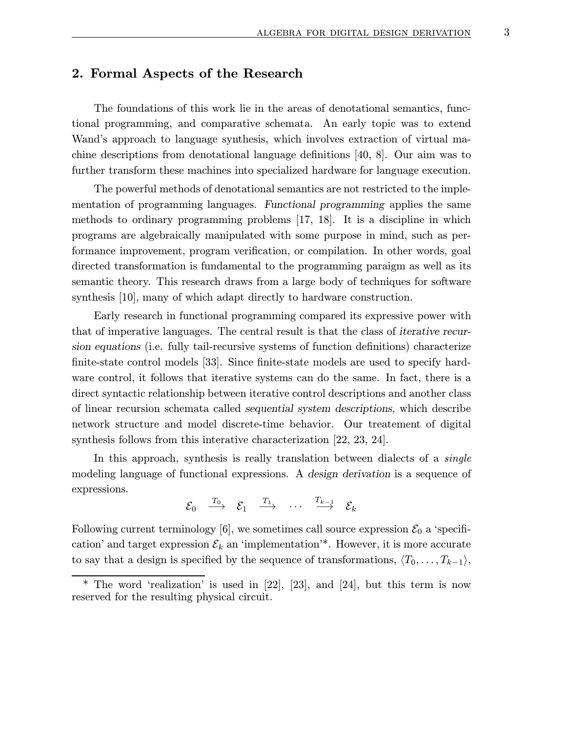## 2. Formal Aspects of the Research

The foundations of this work lie in the areas of denotational semantics, functional programming, and comparative schemata. An early topic was to extend Wand's approach to language synthesis, which involves extraction of virtual machine descriptions from denotational language definitions [40, 8]. Our aim was to further transform these machines into specialized hardware for language execution.

The powerful methods of denotational semantics are not restricted to the implementation of programming languages. *Functional programming* applies the same methods to ordinary programming problems [17, 18]. It is a discipline in which programs are algebraically manipulated with some purpose in mind, such as performance improvement, program verification, or compilation. In other words, goal directed transformation is fundamental to the programming paraigm as well as its semantic theory. This research draws from a large body of techniques for software synthesis [10], many of which adapt directly to hardware construction.

Early research in functional programming compared its expressive power with that of imperative languages. The central result is that the class of *iterative recursion equations* (i.e. fully tail-recursive systems of function definitions) characterize finite-state control models [33]. Since finite-state models are used to specify hardware control, it follows that iterative systems can do the same. In fact, there is a direct syntactic relationship between iterative control descriptions and another class of linear recursion schemata called *sequential system descriptions*, which describe network structure and model discrete-time behavior. Our treatement of digital synthesis follows from this interative characterization [22, 23, 24].

In this approach, synthesis is really translation between dialects of a *single* modeling language of functional expressions. A *design derivation* is a sequence of expressions.

$$\mathcal{E}_0 \quad \xrightarrow{T_0} \quad \mathcal{E}_1 \quad \xrightarrow{T_1} \quad \cdots \quad \xrightarrow{T_{k-1}} \quad \mathcal{E}_k$$

Following current terminology [6], we sometimes call source expression $\mathcal{E}_0$ a 'specification' and target expression $\mathcal{E}_k$ an 'implementation'*. However, it is more accurate to say that a design is specified by the sequence of transformations, $\langle T_0, \ldots, T_{k-1} \rangle$,

* The word 'realization' is used in [22], [23], and [24], but this term is now reserved for the resulting physical circuit.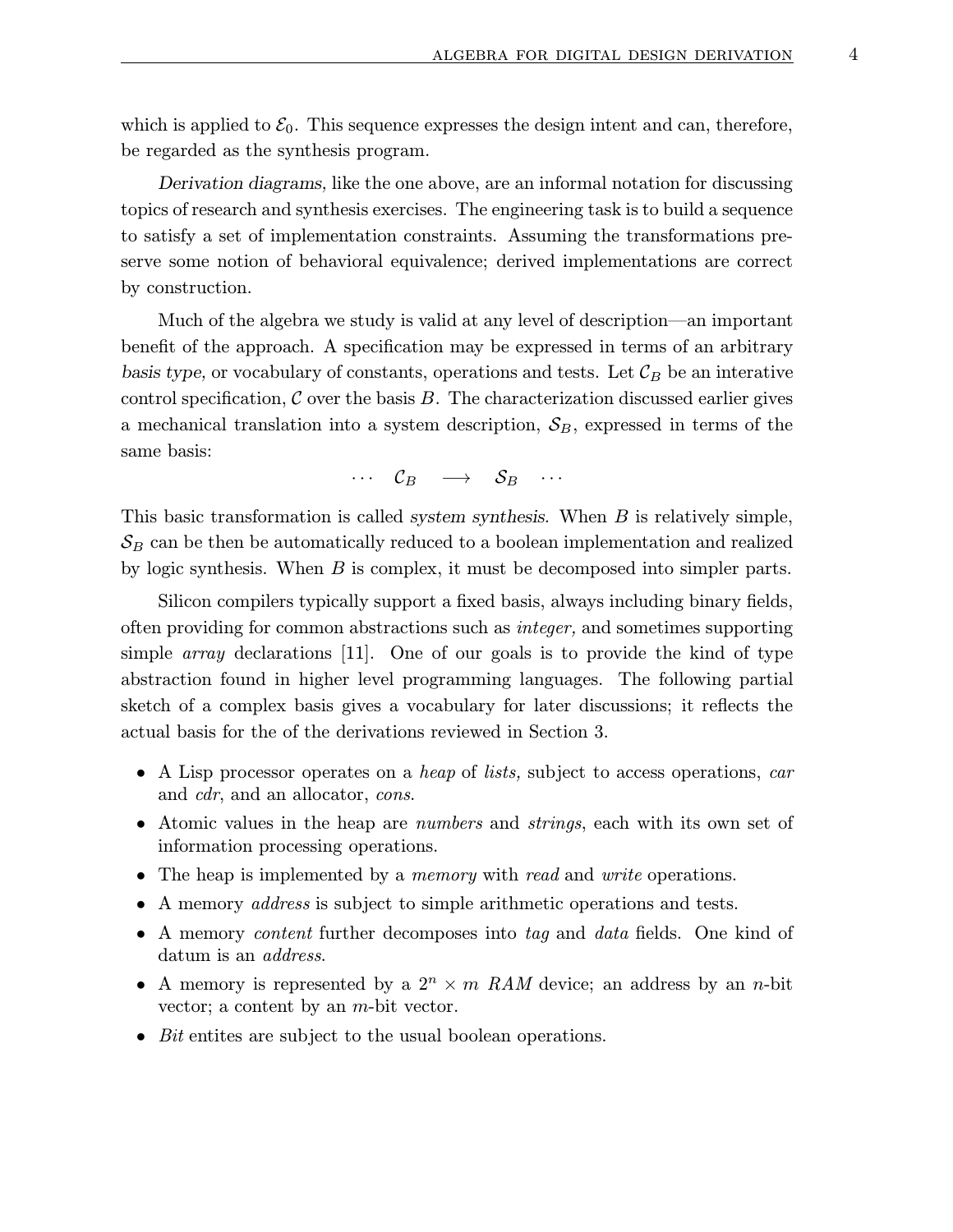which is applied to $\mathcal{E}_0$. This sequence expresses the design intent and can, therefore, be regarded as the synthesis program.

*Derivation diagrams*, like the one above, are an informal notation for discussing topics of research and synthesis exercises. The engineering task is to build a sequence to satisfy a set of implementation constraints. Assuming the transformations preserve some notion of behavioral equivalence; derived implementations are correct by construction.

Much of the algebra we study is valid at any level of description—an important benefit of the approach. A specification may be expressed in terms of an arbitrary *basis type*, or vocabulary of constants, operations and tests. Let $\mathcal{C}_B$ be an interative control specification, $\mathcal{C}$ over the basis $B$. The characterization discussed earlier gives a mechanical translation into a system description, $\mathcal{S}_B$, expressed in terms of the same basis:

$$\cdots \quad \mathcal{C}_B \quad \longrightarrow \quad \mathcal{S}_B \quad \cdots$$

This basic transformation is called *system synthesis*. When $B$ is relatively simple, $\mathcal{S}_B$ can be then be automatically reduced to a boolean implementation and realized by logic synthesis. When $B$ is complex, it must be decomposed into simpler parts.

Silicon compilers typically support a fixed basis, always including binary fields, often providing for common abstractions such as *integer,* and sometimes supporting simple *array* declarations [11]. One of our goals is to provide the kind of type abstraction found in higher level programming languages. The following partial sketch of a complex basis gives a vocabulary for later discussions; it reflects the actual basis for the of the derivations reviewed in Section 3.

- A Lisp processor operates on a *heap* of *lists,* subject to access operations, *car* and *cdr*, and an allocator, *cons*.
- Atomic values in the heap are *numbers* and *strings*, each with its own set of information processing operations.
- The heap is implemented by a *memory* with *read* and *write* operations.
- A memory *address* is subject to simple arithmetic operations and tests.
- A memory *content* further decomposes into *tag* and *data* fields. One kind of datum is an *address*.
- A memory is represented by a $2^n \times m$ *RAM* device; an address by an $n$-bit vector; a content by an $m$-bit vector.
- *Bit* entites are subject to the usual boolean operations.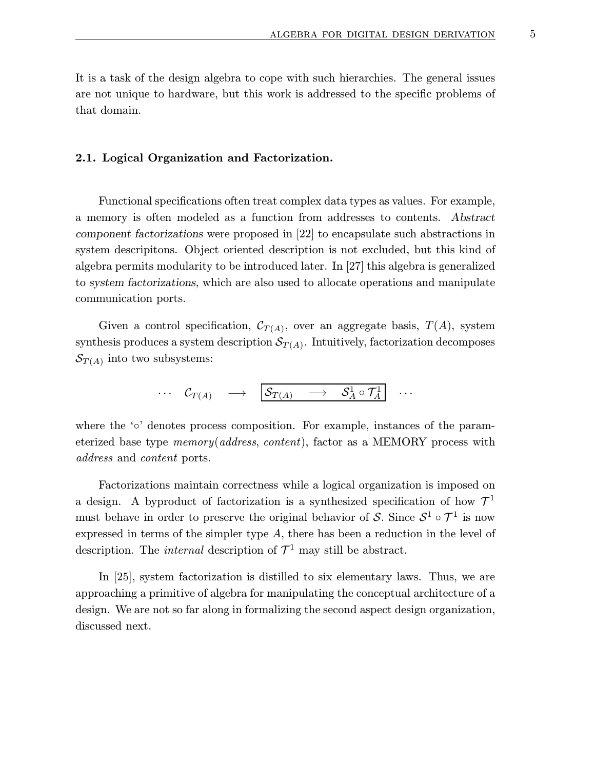It is a task of the design algebra to cope with such hierarchies. The general issues are not unique to hardware, but this work is addressed to the specific problems of that domain.

### 2.1. Logical Organization and Factorization.

Functional specifications often treat complex data types as values. For example, a memory is often modeled as a function from addresses to contents. *Abstract component factorizations* were proposed in [22] to encapsulate such abstractions in system descripitons. Object oriented description is not excluded, but this kind of algebra permits modularity to be introduced later. In [27] this algebra is generalized to *system factorizations*, which are also used to allocate operations and manipulate communication ports.

Given a control specification, $\mathcal{C}_{T(A)}$, over an aggregate basis, $T(A)$, system synthesis produces a system description $\mathcal{S}_{T(A)}$. Intuitively, factorization decomposes $\mathcal{S}_{T(A)}$ into two subsystems:

$$\cdots \quad \mathcal{C}_{T(A)} \quad \longrightarrow \quad \boxed{\mathcal{S}_{T(A)} \quad \longrightarrow \quad \mathcal{S}^1_A \circ \mathcal{T}^1_A} \quad \cdots$$

where the '$\circ$' denotes process composition. For example, instances of the parameterized base type *memory*(*address*, *content*), factor as a MEMORY process with *address* and *content* ports.

Factorizations maintain correctness while a logical organization is imposed on a design. A byproduct of factorization is a synthesized specification of how $\mathcal{T}^1$ must behave in order to preserve the original behavior of $\mathcal{S}$. Since $\mathcal{S}^1 \circ \mathcal{T}^1$ is now expressed in terms of the simpler type $A$, there has been a reduction in the level of description. The *internal* description of $\mathcal{T}^1$ may still be abstract.

In [25], system factorization is distilled to six elementary laws. Thus, we are approaching a primitive of algebra for manipulating the conceptual architecture of a design. We are not so far along in formalizing the second aspect design organization, discussed next.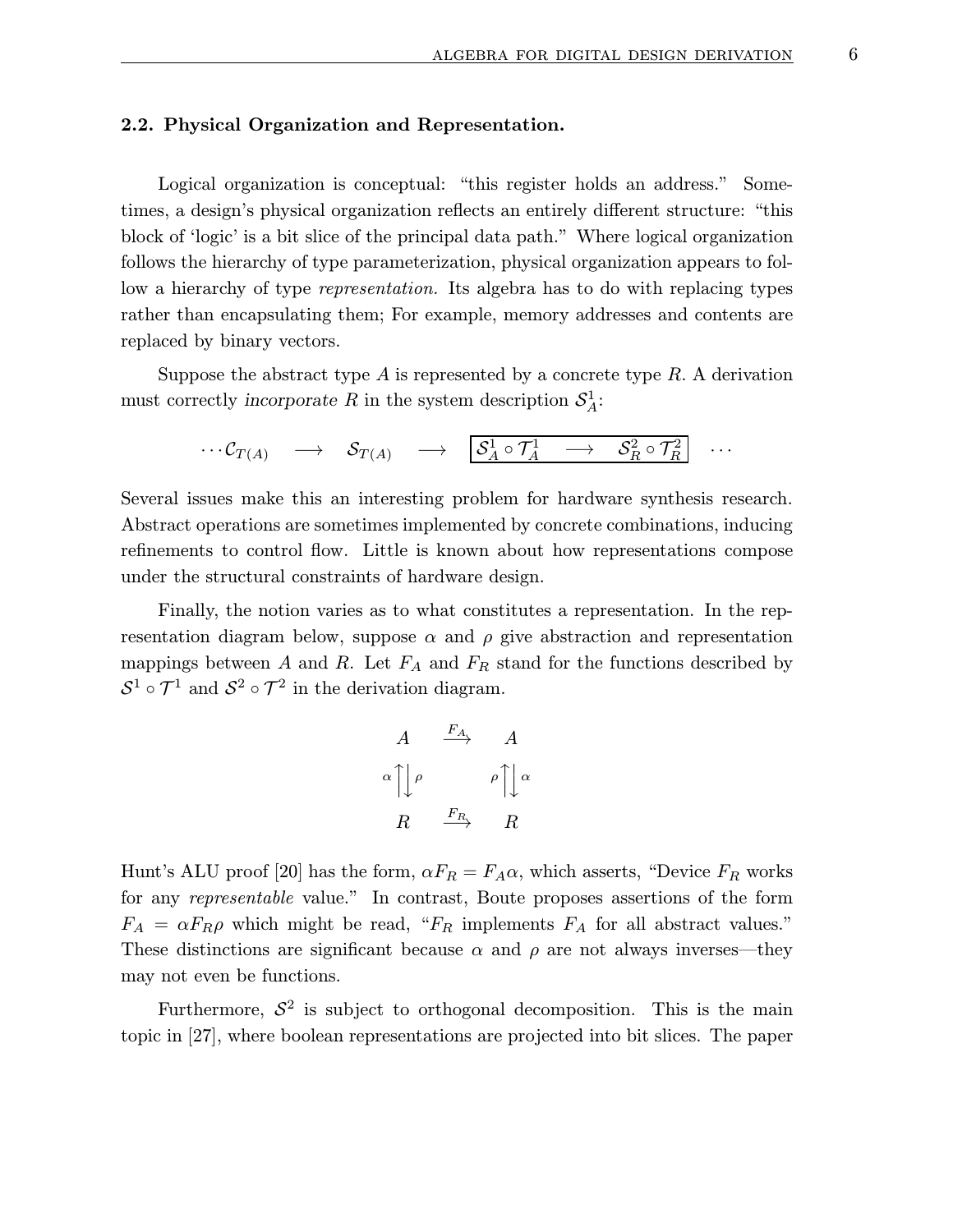### 2.2. Physical Organization and Representation.

Logical organization is conceptual: "this register holds an address." Sometimes, a design's physical organization reflects an entirely different structure: "this block of 'logic' is a bit slice of the principal data path." Where logical organization follows the hierarchy of type parameterization, physical organization appears to follow a hierarchy of type *representation.* Its algebra has to do with replacing types rather than encapsulating them; For example, memory addresses and contents are replaced by binary vectors.

Suppose the abstract type $A$ is represented by a concrete type $R$. A derivation must correctly *incorporate* $R$ in the system description $\mathcal{S}^1_A$:

$$\cdots \mathcal{C}_{T(A)} \quad \longrightarrow \quad \mathcal{S}_{T(A)} \quad \longrightarrow \quad \boxed{\mathcal{S}^1_A \circ \mathcal{T}^1_A \quad \longrightarrow \quad \mathcal{S}^2_R \circ \mathcal{T}^2_R} \quad \cdots$$

Several issues make this an interesting problem for hardware synthesis research. Abstract operations are sometimes implemented by concrete combinations, inducing refinements to control flow. Little is known about how representations compose under the structural constraints of hardware design.

Finally, the notion varies as to what constitutes a representation. In the representation diagram below, suppose $\alpha$ and $\rho$ give abstraction and representation mappings between $A$ and $R$. Let $F_A$ and $F_R$ stand for the functions described by $\mathcal{S}^1 \circ \mathcal{T}^1$ and $\mathcal{S}^2 \circ \mathcal{T}^2$ in the derivation diagram.

$$\begin{array}{ccc} A & \xrightarrow{F_A} & A \\ {\scriptstyle\alpha}\uparrow\downarrow{\scriptstyle\rho} & & {\scriptstyle\rho}\uparrow\downarrow{\scriptstyle\alpha} \\ R & \xrightarrow{F_R} & R \end{array}$$

Hunt's ALU proof [20] has the form, $\alpha F_R = F_A \alpha$, which asserts, "Device $F_R$ works for any *representable* value." In contrast, Boute proposes assertions of the form $F_A = \alpha F_R \rho$ which might be read, "$F_R$ implements $F_A$ for all abstract values." These distinctions are significant because $\alpha$ and $\rho$ are not always inverses—they may not even be functions.

Furthermore, $\mathcal{S}^2$ is subject to orthogonal decomposition. This is the main topic in [27], where boolean representations are projected into bit slices. The paper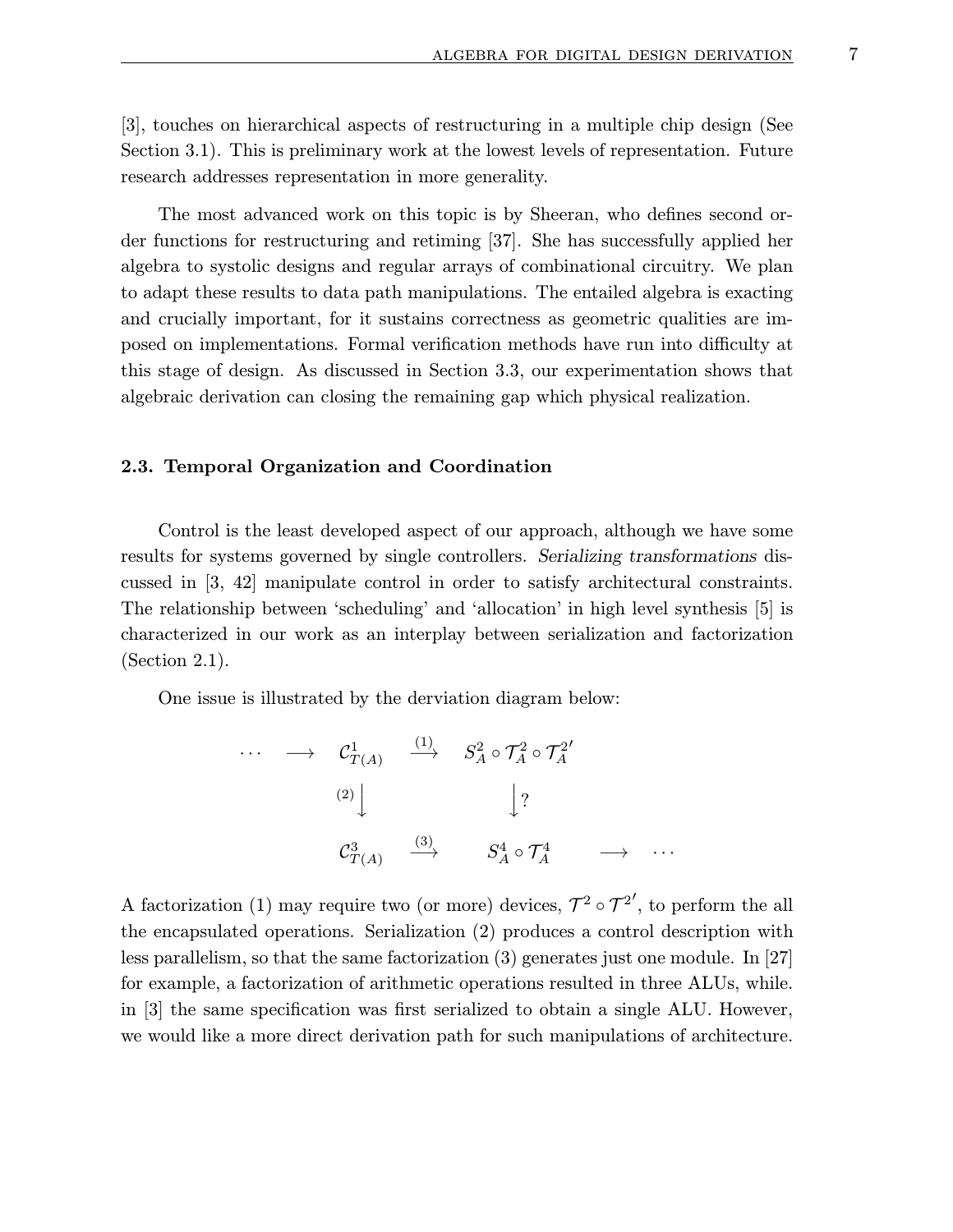[3], touches on hierarchical aspects of restructuring in a multiple chip design (See Section 3.1). This is preliminary work at the lowest levels of representation. Future research addresses representation in more generality.

The most advanced work on this topic is by Sheeran, who defines second order functions for restructuring and retiming [37]. She has successfully applied her algebra to systolic designs and regular arrays of combinational circuitry. We plan to adapt these results to data path manipulations. The entailed algebra is exacting and crucially important, for it sustains correctness as geometric qualities are imposed on implementations. Formal verification methods have run into difficulty at this stage of design. As discussed in Section 3.3, our experimentation shows that algebraic derivation can closing the remaining gap which physical realization.

### 2.3. Temporal Organization and Coordination

Control is the least developed aspect of our approach, although we have some results for systems governed by single controllers. *Serializing transformations* discussed in [3, 42] manipulate control in order to satisfy architectural constraints. The relationship between 'scheduling' and 'allocation' in high level synthesis [5] is characterized in our work as an interplay between serialization and factorization (Section 2.1).

One issue is illustrated by the derviation diagram below:

$$
\begin{array}{ccccccc}
\cdots & \longrightarrow & \mathcal{C}^1_{T(A)} & \xrightarrow{(1)} & S^2_A \circ \mathcal{T}^2_A \circ \mathcal{T}^{2'}_A & & \\
 & & {\scriptstyle (2)}\big\downarrow & & \big\downarrow ? & & \\
 & & \mathcal{C}^3_{T(A)} & \xrightarrow{(3)} & S^4_A \circ \mathcal{T}^4_A & \longrightarrow & \cdots
\end{array}
$$

A factorization (1) may require two (or more) devices, $\mathcal{T}^2 \circ \mathcal{T}^{2'}$, to perform the all the encapsulated operations. Serialization (2) produces a control description with less parallelism, so that the same factorization (3) generates just one module. In [27] for example, a factorization of arithmetic operations resulted in three ALUs, while. in [3] the same specification was first serialized to obtain a single ALU. However, we would like a more direct derivation path for such manipulations of architecture.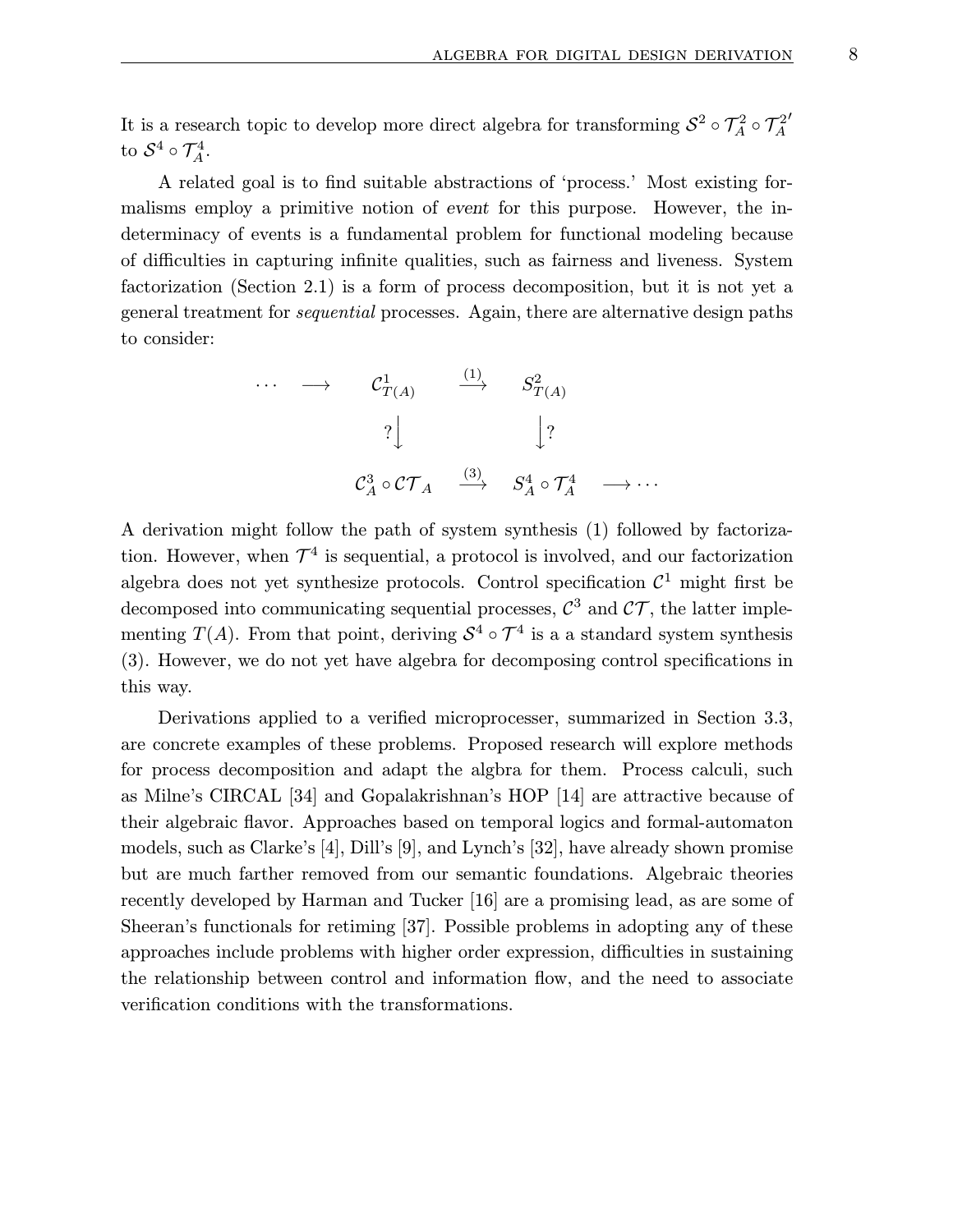It is a research topic to develop more direct algebra for transforming $\mathcal{S}^2 \circ \mathcal{T}_A^2 \circ \mathcal{T}_A^{2'}$ to $\mathcal{S}^4 \circ \mathcal{T}_A^4$.

A related goal is to find suitable abstractions of 'process.' Most existing formalisms employ a primitive notion of *event* for this purpose. However, the indeterminacy of events is a fundamental problem for functional modeling because of difficulties in capturing infinite qualities, such as fairness and liveness. System factorization (Section 2.1) is a form of process decomposition, but it is not yet a general treatment for *sequential* processes. Again, there are alternative design paths to consider:

$$
\begin{array}{ccccccc}
\cdots & \longrightarrow & \mathcal{C}^1_{T(A)} & \stackrel{(1)}{\longrightarrow} & S^2_{T(A)} & & \\
 & & ?\big\downarrow & & \big\downarrow? & & \\
 & & \mathcal{C}^3_A \circ \mathcal{CT}_A & \stackrel{(3)}{\longrightarrow} & S^4_A \circ \mathcal{T}^4_A & \longrightarrow \cdots &
\end{array}
$$

A derivation might follow the path of system synthesis (1) followed by factorization. However, when $\mathcal{T}^4$ is sequential, a protocol is involved, and our factorization algebra does not yet synthesize protocols. Control specification $\mathcal{C}^1$ might first be decomposed into communicating sequential processes, $\mathcal{C}^3$ and $\mathcal{CT}$, the latter implementing $T(A)$. From that point, deriving $\mathcal{S}^4 \circ \mathcal{T}^4$ is a a standard system synthesis (3). However, we do not yet have algebra for decomposing control specifications in this way.

Derivations applied to a verified microprocesser, summarized in Section 3.3, are concrete examples of these problems. Proposed research will explore methods for process decomposition and adapt the algbra for them. Process calculi, such as Milne's CIRCAL [34] and Gopalakrishnan's HOP [14] are attractive because of their algebraic flavor. Approaches based on temporal logics and formal-automaton models, such as Clarke's [4], Dill's [9], and Lynch's [32], have already shown promise but are much farther removed from our semantic foundations. Algebraic theories recently developed by Harman and Tucker [16] are a promising lead, as are some of Sheeran's functionals for retiming [37]. Possible problems in adopting any of these approaches include problems with higher order expression, difficulties in sustaining the relationship between control and information flow, and the need to associate verification conditions with the transformations.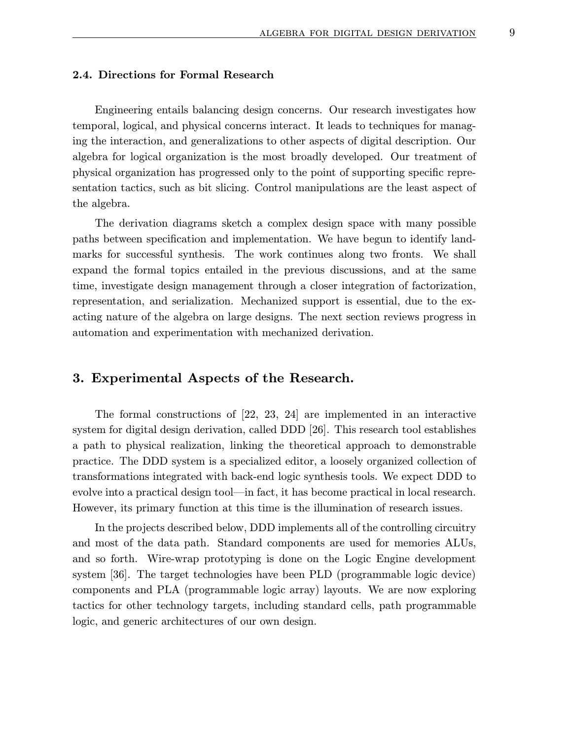### 2.4. Directions for Formal Research

Engineering entails balancing design concerns. Our research investigates how temporal, logical, and physical concerns interact. It leads to techniques for managing the interaction, and generalizations to other aspects of digital description. Our algebra for logical organization is the most broadly developed. Our treatment of physical organization has progressed only to the point of supporting specific representation tactics, such as bit slicing. Control manipulations are the least aspect of the algebra.

The derivation diagrams sketch a complex design space with many possible paths between specification and implementation. We have begun to identify landmarks for successful synthesis. The work continues along two fronts. We shall expand the formal topics entailed in the previous discussions, and at the same time, investigate design management through a closer integration of factorization, representation, and serialization. Mechanized support is essential, due to the exacting nature of the algebra on large designs. The next section reviews progress in automation and experimentation with mechanized derivation.

## 3. Experimental Aspects of the Research.

The formal constructions of [22, 23, 24] are implemented in an interactive system for digital design derivation, called DDD [26]. This research tool establishes a path to physical realization, linking the theoretical approach to demonstrable practice. The DDD system is a specialized editor, a loosely organized collection of transformations integrated with back-end logic synthesis tools. We expect DDD to evolve into a practical design tool—in fact, it has become practical in local research. However, its primary function at this time is the illumination of research issues.

In the projects described below, DDD implements all of the controlling circuitry and most of the data path. Standard components are used for memories ALUs, and so forth. Wire-wrap prototyping is done on the Logic Engine development system [36]. The target technologies have been PLD (programmable logic device) components and PLA (programmable logic array) layouts. We are now exploring tactics for other technology targets, including standard cells, path programmable logic, and generic architectures of our own design.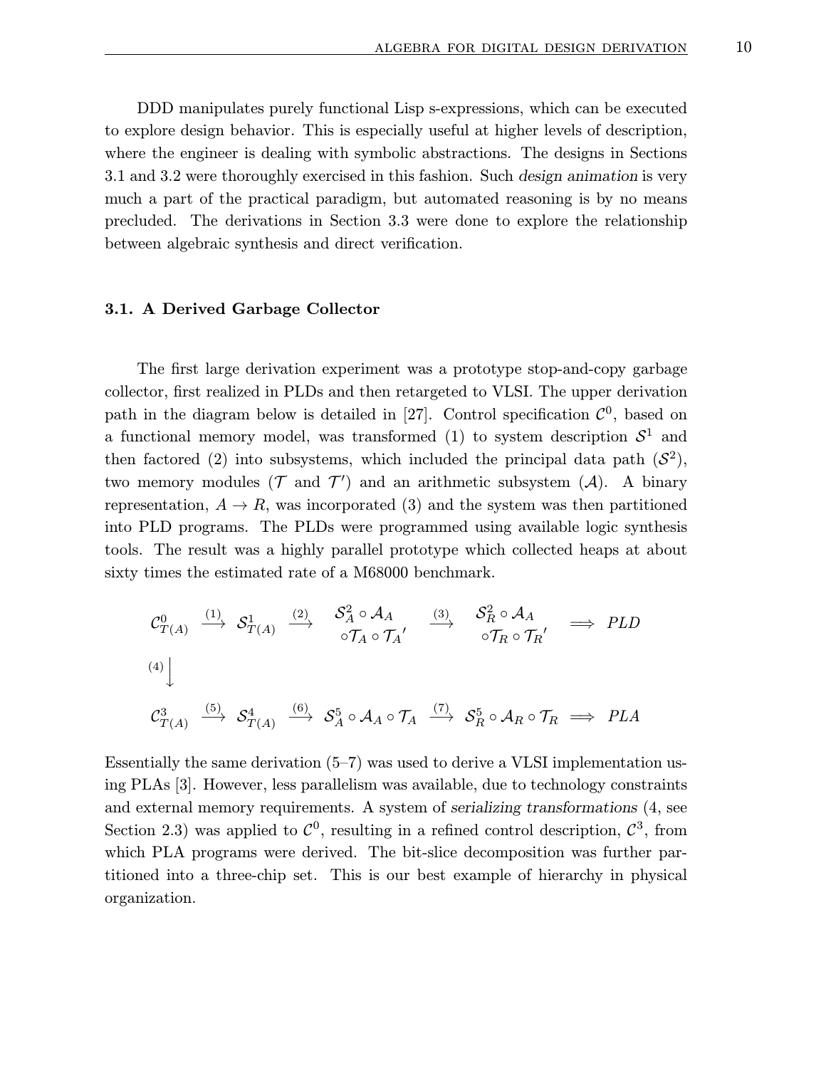DDD manipulates purely functional Lisp s-expressions, which can be executed to explore design behavior. This is especially useful at higher levels of description, where the engineer is dealing with symbolic abstractions. The designs in Sections 3.1 and 3.2 were thoroughly exercised in this fashion. Such *design animation* is very much a part of the practical paradigm, but automated reasoning is by no means precluded. The derivations in Section 3.3 were done to explore the relationship between algebraic synthesis and direct verification.

### 3.1. A Derived Garbage Collector

The first large derivation experiment was a prototype stop-and-copy garbage collector, first realized in PLDs and then retargeted to VLSI. The upper derivation path in the diagram below is detailed in [27]. Control specification $\mathcal{C}^0$, based on a functional memory model, was transformed (1) to system description $\mathcal{S}^1$ and then factored (2) into subsystems, which included the principal data path ($\mathcal{S}^2$), two memory modules ($\mathcal{T}$ and $\mathcal{T}'$) and an arithmetic subsystem ($\mathcal{A}$). A binary representation, $A \to R$, was incorporated (3) and the system was then partitioned into PLD programs. The PLDs were programmed using available logic synthesis tools. The result was a highly parallel prototype which collected heaps at about sixty times the estimated rate of a M68000 benchmark.

$$
\begin{array}{ccccccccc}
\mathcal{C}^0_{T(A)} & \xrightarrow{(1)} & \mathcal{S}^1_{T(A)} & \xrightarrow{(2)} & \begin{array}{c}\mathcal{S}^2_A \circ \mathcal{A}_A \\ \circ \mathcal{T}_A \circ \mathcal{T}_A{}'\end{array} & \xrightarrow{(3)} & \begin{array}{c}\mathcal{S}^2_R \circ \mathcal{A}_A \\ \circ \mathcal{T}_R \circ \mathcal{T}_R{}'\end{array} & \Longrightarrow & PLD \\
{\scriptstyle (4)}\big\downarrow & & & & & & & & \\
\mathcal{C}^3_{T(A)} & \xrightarrow{(5)} & \mathcal{S}^4_{T(A)} & \xrightarrow{(6)} & \mathcal{S}^5_A \circ \mathcal{A}_A \circ \mathcal{T}_A & \xrightarrow{(7)} & \mathcal{S}^5_R \circ \mathcal{A}_R \circ \mathcal{T}_R & \Longrightarrow & PLA
\end{array}
$$

Essentially the same derivation (5–7) was used to derive a VLSI implementation using PLAs [3]. However, less parallelism was available, due to technology constraints and external memory requirements. A system of *serializing transformations* (4, see Section 2.3) was applied to $\mathcal{C}^0$, resulting in a refined control description, $\mathcal{C}^3$, from which PLA programs were derived. The bit-slice decomposition was further partitioned into a three-chip set. This is our best example of hierarchy in physical organization.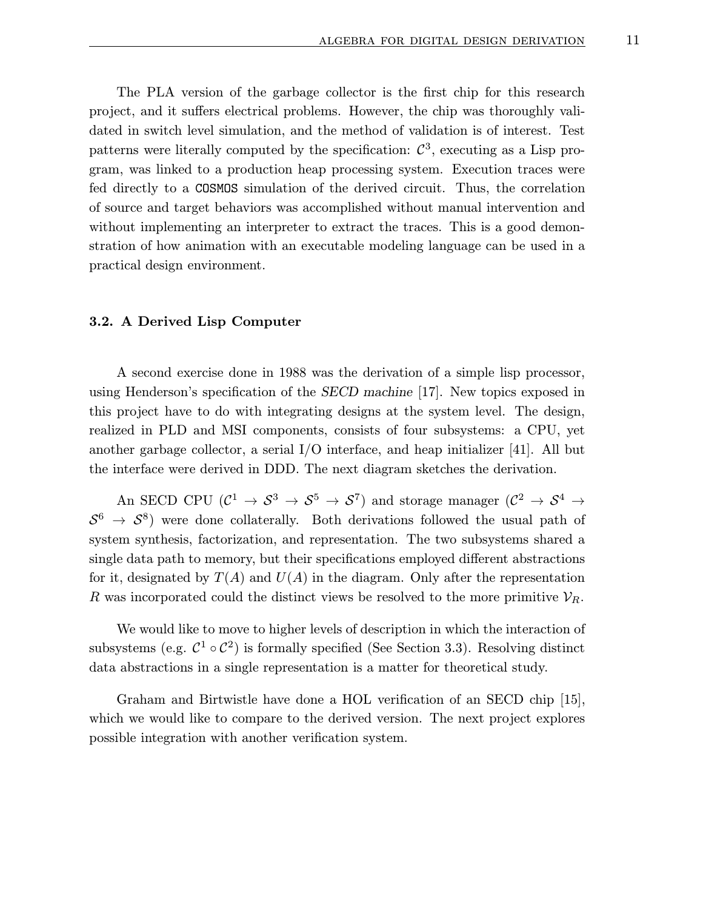The PLA version of the garbage collector is the first chip for this research project, and it suffers electrical problems. However, the chip was thoroughly validated in switch level simulation, and the method of validation is of interest. Test patterns were literally computed by the specification: $\mathcal{C}^3$, executing as a Lisp program, was linked to a production heap processing system. Execution traces were fed directly to a `COSMOS` simulation of the derived circuit. Thus, the correlation of source and target behaviors was accomplished without manual intervention and without implementing an interpreter to extract the traces. This is a good demonstration of how animation with an executable modeling language can be used in a practical design environment.

### 3.2. A Derived Lisp Computer

A second exercise done in 1988 was the derivation of a simple lisp processor, using Henderson's specification of the *SECD machine* [17]. New topics exposed in this project have to do with integrating designs at the system level. The design, realized in PLD and MSI components, consists of four subsystems: a CPU, yet another garbage collector, a serial I/O interface, and heap initializer [41]. All but the interface were derived in DDD. The next diagram sketches the derivation.

An SECD CPU ($\mathcal{C}^1 \rightarrow \mathcal{S}^3 \rightarrow \mathcal{S}^5 \rightarrow \mathcal{S}^7$) and storage manager ($\mathcal{C}^2 \rightarrow \mathcal{S}^4 \rightarrow \mathcal{S}^6 \rightarrow \mathcal{S}^8$) were done collaterally. Both derivations followed the usual path of system synthesis, factorization, and representation. The two subsystems shared a single data path to memory, but their specifications employed different abstractions for it, designated by $T(A)$ and $U(A)$ in the diagram. Only after the representation $R$ was incorporated could the distinct views be resolved to the more primitive $\mathcal{V}_R$.

We would like to move to higher levels of description in which the interaction of subsystems (e.g. $\mathcal{C}^1 \circ \mathcal{C}^2$) is formally specified (See Section 3.3). Resolving distinct data abstractions in a single representation is a matter for theoretical study.

Graham and Birtwistle have done a HOL verification of an SECD chip [15], which we would like to compare to the derived version. The next project explores possible integration with another verification system.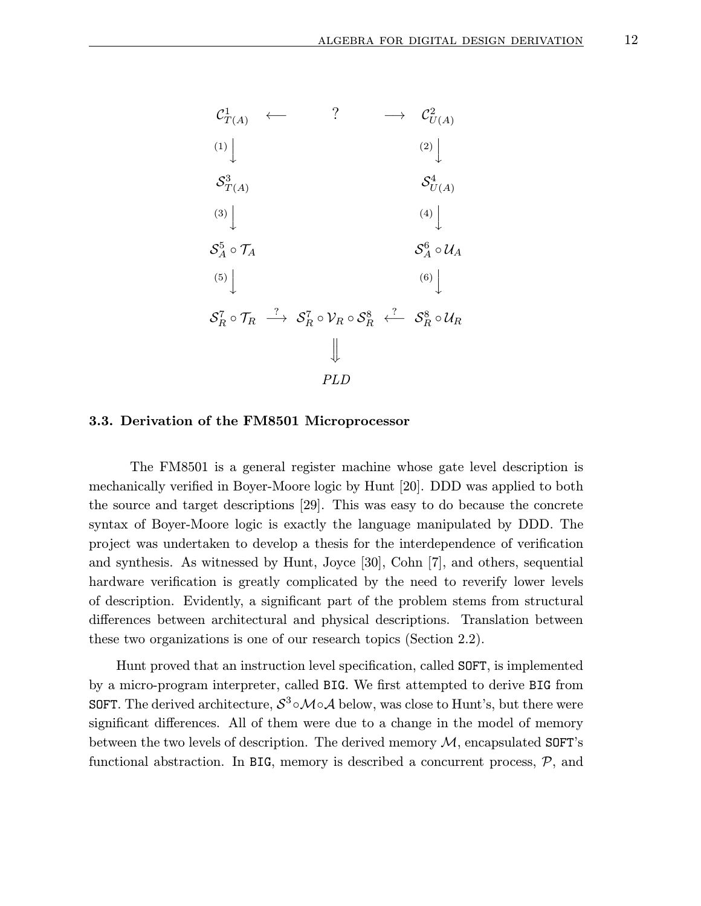$$
\begin{array}{ccccc}
\mathcal{C}^1_{T(A)} & \longleftarrow & ? & \longrightarrow & \mathcal{C}^2_{U(A)} \\
{\scriptstyle(1)}\big\downarrow & & & & {\scriptstyle(2)}\big\downarrow \\
\mathcal{S}^3_{T(A)} & & & & \mathcal{S}^4_{U(A)} \\
{\scriptstyle(3)}\big\downarrow & & & & {\scriptstyle(4)}\big\downarrow \\
\mathcal{S}^5_A \circ \mathcal{T}_A & & & & \mathcal{S}^6_A \circ \mathcal{U}_A \\
{\scriptstyle(5)}\big\downarrow & & & & {\scriptstyle(6)}\big\downarrow \\
\mathcal{S}^7_R \circ \mathcal{T}_R & \stackrel{?}{\longrightarrow} & \mathcal{S}^7_R \circ \mathcal{V}_R \circ \mathcal{S}^8_R & \stackrel{?}{\longleftarrow} & \mathcal{S}^8_R \circ \mathcal{U}_R \\
 & & \Big\Downarrow & & \\
 & & PLD & &
\end{array}
$$

### 3.3. Derivation of the FM8501 Microprocessor

The FM8501 is a general register machine whose gate level description is mechanically verified in Boyer-Moore logic by Hunt [20]. DDD was applied to both the source and target descriptions [29]. This was easy to do because the concrete syntax of Boyer-Moore logic is exactly the language manipulated by DDD. The project was undertaken to develop a thesis for the interdependence of verification and synthesis. As witnessed by Hunt, Joyce [30], Cohn [7], and others, sequential hardware verification is greatly complicated by the need to reverify lower levels of description. Evidently, a significant part of the problem stems from structural differences between architectural and physical descriptions. Translation between these two organizations is one of our research topics (Section 2.2).

Hunt proved that an instruction level specification, called `SOFT`, is implemented by a micro-program interpreter, called `BIG`. We first attempted to derive `BIG` from `SOFT`. The derived architecture, $\mathcal{S}^3 \circ \mathcal{M} \circ \mathcal{A}$ below, was close to Hunt's, but there were significant differences. All of them were due to a change in the model of memory between the two levels of description. The derived memory $\mathcal{M}$, encapsulated `SOFT`'s functional abstraction. In `BIG`, memory is described a concurrent process, $\mathcal{P}$, and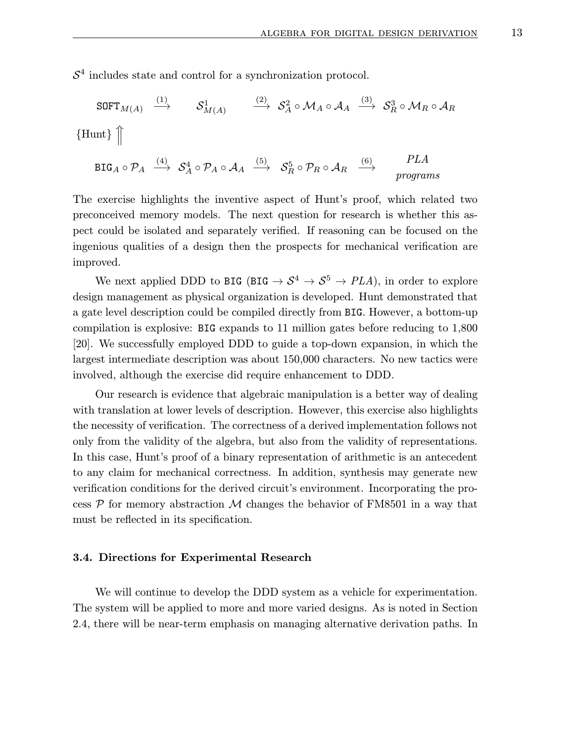$\mathcal{S}^4$ includes state and control for a synchronization protocol.

$$
\begin{array}{ccccccc}
\texttt{SOFT}_{M(A)} & \xrightarrow{(1)} & \mathcal{S}^1_{M(A)} & \xrightarrow{(2)} & \mathcal{S}^2_A \circ \mathcal{M}_A \circ \mathcal{A}_A & \xrightarrow{(3)} & \mathcal{S}^3_R \circ \mathcal{M}_R \circ \mathcal{A}_R \\
\{\text{Hunt}\} \Big\Uparrow & & & & & & \\
\texttt{BIG}_A \circ \mathcal{P}_A & \xrightarrow{(4)} & \mathcal{S}^4_A \circ \mathcal{P}_A \circ \mathcal{A}_A & \xrightarrow{(5)} & \mathcal{S}^5_R \circ \mathcal{P}_R \circ \mathcal{A}_R & \xrightarrow{(6)} & \begin{array}{c} \mathit{PLA} \\ \mathit{programs} \end{array}
\end{array}
$$

The exercise highlights the inventive aspect of Hunt's proof, which related two preconceived memory models. The next question for research is whether this aspect could be isolated and separately verified. If reasoning can be focused on the ingenious qualities of a design then the prospects for mechanical verification are improved.

We next applied DDD to BIG (BIG $\rightarrow \mathcal{S}^4 \rightarrow \mathcal{S}^5 \rightarrow \mathit{PLA}$), in order to explore design management as physical organization is developed. Hunt demonstrated that a gate level description could be compiled directly from BIG. However, a bottom-up compilation is explosive: BIG expands to 11 million gates before reducing to 1,800 [20]. We successfully employed DDD to guide a top-down expansion, in which the largest intermediate description was about 150,000 characters. No new tactics were involved, although the exercise did require enhancement to DDD.

Our research is evidence that algebraic manipulation is a better way of dealing with translation at lower levels of description. However, this exercise also highlights the necessity of verification. The correctness of a derived implementation follows not only from the validity of the algebra, but also from the validity of representations. In this case, Hunt's proof of a binary representation of arithmetic is an antecedent to any claim for mechanical correctness. In addition, synthesis may generate new verification conditions for the derived circuit's environment. Incorporating the process $\mathcal{P}$ for memory abstraction $\mathcal{M}$ changes the behavior of FM8501 in a way that must be reflected in its specification.

### 3.4. Directions for Experimental Research

We will continue to develop the DDD system as a vehicle for experimentation. The system will be applied to more and more varied designs. As is noted in Section 2.4, there will be near-term emphasis on managing alternative derivation paths. In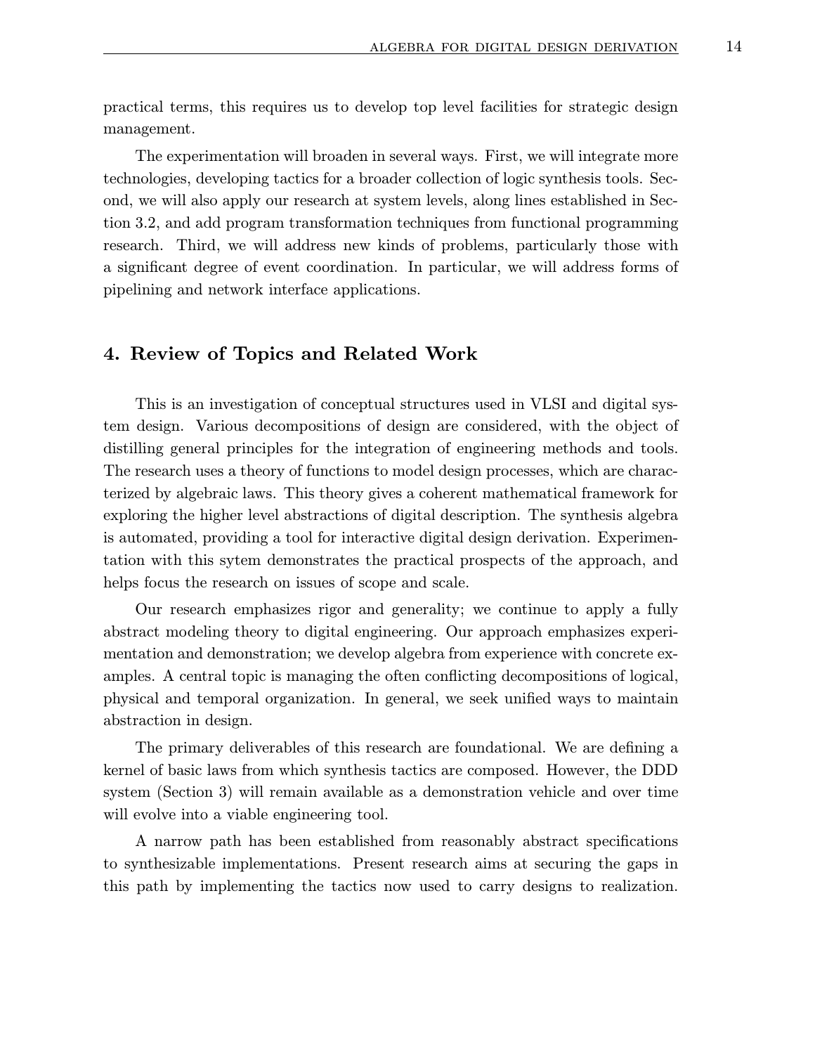practical terms, this requires us to develop top level facilities for strategic design management.

The experimentation will broaden in several ways. First, we will integrate more technologies, developing tactics for a broader collection of logic synthesis tools. Second, we will also apply our research at system levels, along lines established in Section 3.2, and add program transformation techniques from functional programming research. Third, we will address new kinds of problems, particularly those with a significant degree of event coordination. In particular, we will address forms of pipelining and network interface applications.

## 4. Review of Topics and Related Work

This is an investigation of conceptual structures used in VLSI and digital system design. Various decompositions of design are considered, with the object of distilling general principles for the integration of engineering methods and tools. The research uses a theory of functions to model design processes, which are characterized by algebraic laws. This theory gives a coherent mathematical framework for exploring the higher level abstractions of digital description. The synthesis algebra is automated, providing a tool for interactive digital design derivation. Experimentation with this sytem demonstrates the practical prospects of the approach, and helps focus the research on issues of scope and scale.

Our research emphasizes rigor and generality; we continue to apply a fully abstract modeling theory to digital engineering. Our approach emphasizes experimentation and demonstration; we develop algebra from experience with concrete examples. A central topic is managing the often conflicting decompositions of logical, physical and temporal organization. In general, we seek unified ways to maintain abstraction in design.

The primary deliverables of this research are foundational. We are defining a kernel of basic laws from which synthesis tactics are composed. However, the DDD system (Section 3) will remain available as a demonstration vehicle and over time will evolve into a viable engineering tool.

A narrow path has been established from reasonably abstract specifications to synthesizable implementations. Present research aims at securing the gaps in this path by implementing the tactics now used to carry designs to realization.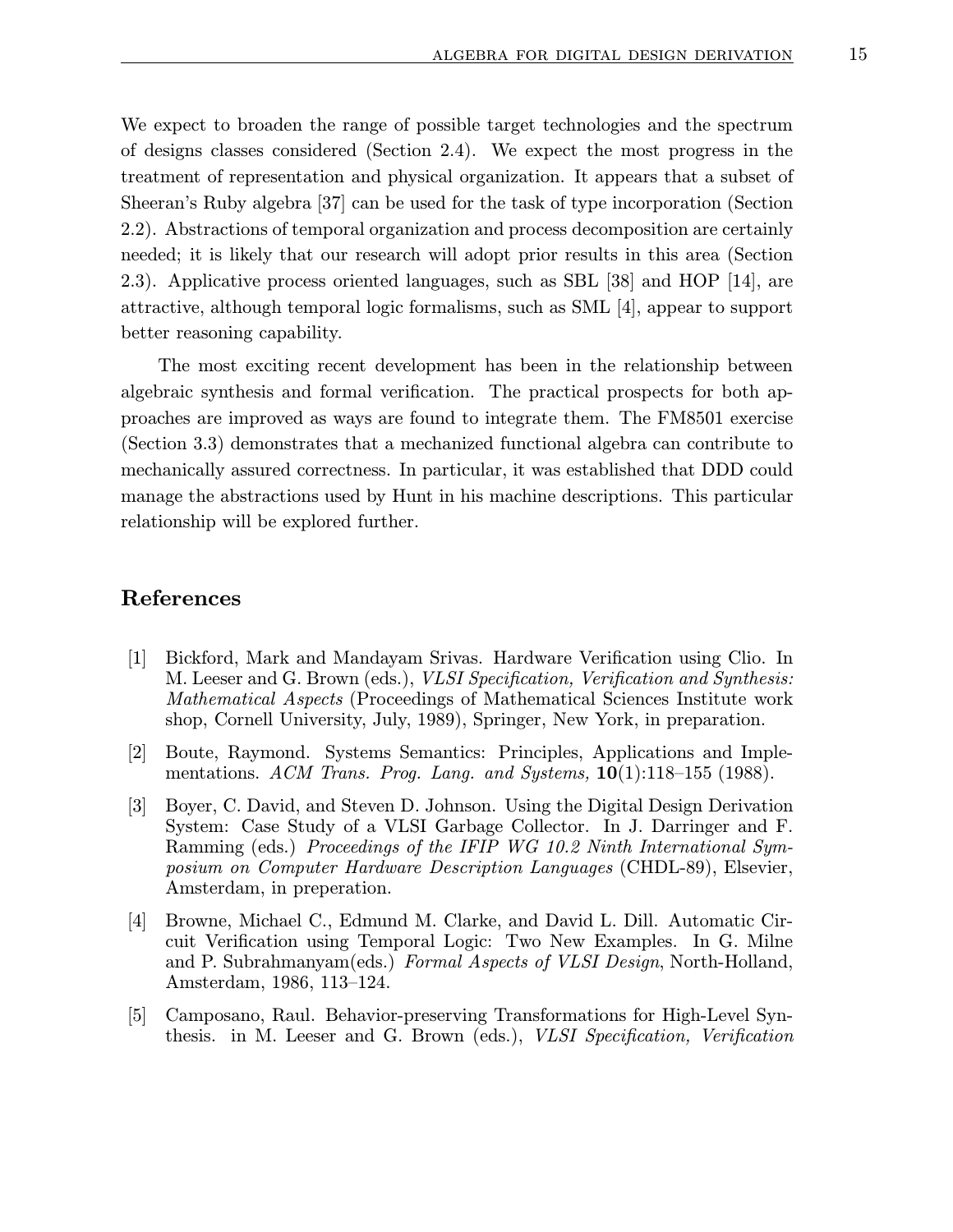We expect to broaden the range of possible target technologies and the spectrum of designs classes considered (Section 2.4). We expect the most progress in the treatment of representation and physical organization. It appears that a subset of Sheeran's Ruby algebra [37] can be used for the task of type incorporation (Section 2.2). Abstractions of temporal organization and process decomposition are certainly needed; it is likely that our research will adopt prior results in this area (Section 2.3). Applicative process oriented languages, such as SBL [38] and HOP [14], are attractive, although temporal logic formalisms, such as SML [4], appear to support better reasoning capability.

The most exciting recent development has been in the relationship between algebraic synthesis and formal verification. The practical prospects for both approaches are improved as ways are found to integrate them. The FM8501 exercise (Section 3.3) demonstrates that a mechanized functional algebra can contribute to mechanically assured correctness. In particular, it was established that DDD could manage the abstractions used by Hunt in his machine descriptions. This particular relationship will be explored further.

## References

[1] Bickford, Mark and Mandayam Srivas. Hardware Verification using Clio. In M. Leeser and G. Brown (eds.), *VLSI Specification, Verification and Synthesis: Mathematical Aspects* (Proceedings of Mathematical Sciences Institute work shop, Cornell University, July, 1989), Springer, New York, in preparation.

[2] Boute, Raymond. Systems Semantics: Principles, Applications and Implementations. *ACM Trans. Prog. Lang. and Systems,* **10**(1):118–155 (1988).

[3] Boyer, C. David, and Steven D. Johnson. Using the Digital Design Derivation System: Case Study of a VLSI Garbage Collector. In J. Darringer and F. Ramming (eds.) *Proceedings of the IFIP WG 10.2 Ninth International Symposium on Computer Hardware Description Languages* (CHDL-89), Elsevier, Amsterdam, in preperation.

[4] Browne, Michael C., Edmund M. Clarke, and David L. Dill. Automatic Circuit Verification using Temporal Logic: Two New Examples. In G. Milne and P. Subrahmanyam(eds.) *Formal Aspects of VLSI Design*, North-Holland, Amsterdam, 1986, 113–124.

[5] Camposano, Raul. Behavior-preserving Transformations for High-Level Synthesis. in M. Leeser and G. Brown (eds.), *VLSI Specification, Verification*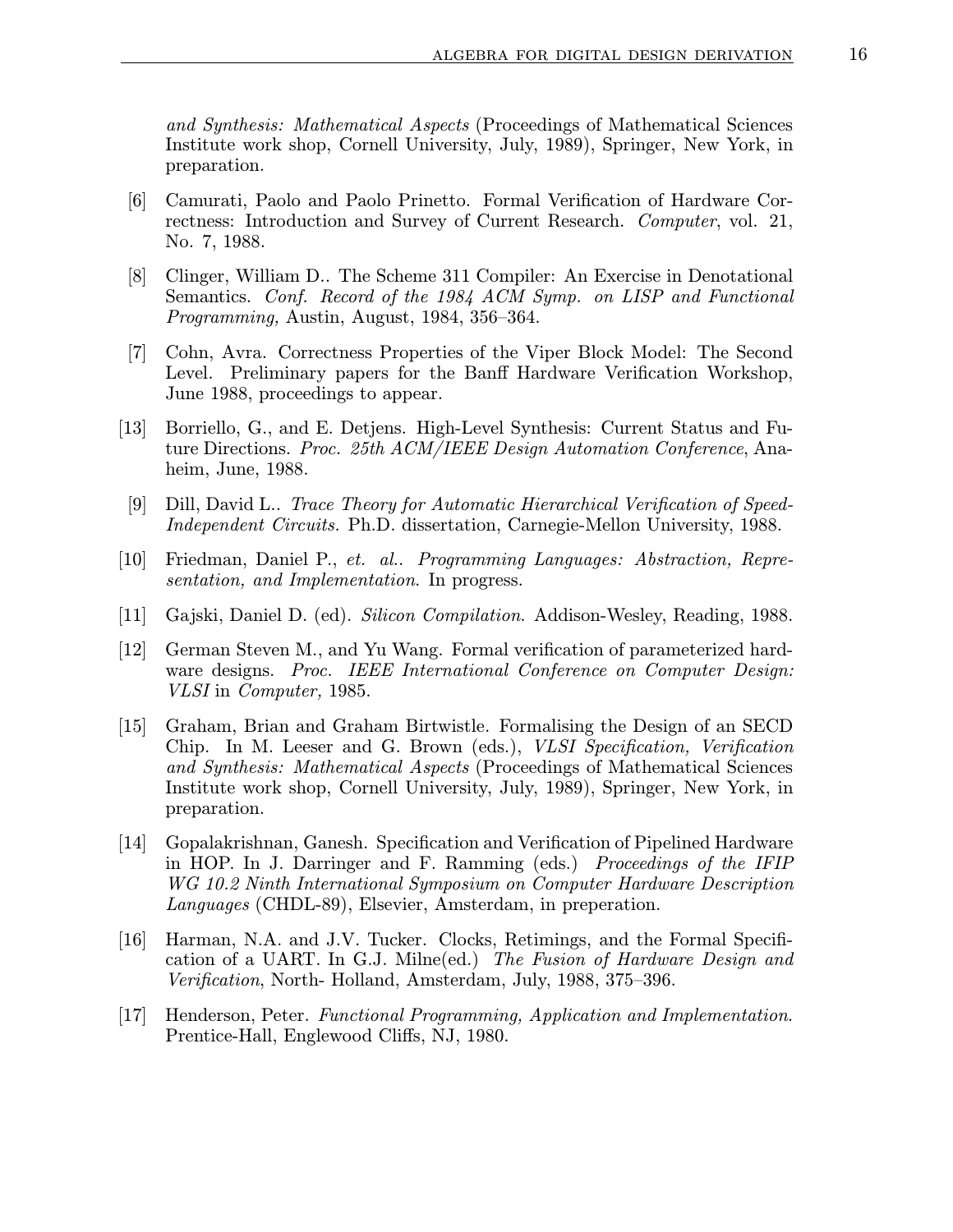*and Synthesis: Mathematical Aspects* (Proceedings of Mathematical Sciences Institute work shop, Cornell University, July, 1989), Springer, New York, in preparation.

[6] Camurati, Paolo and Paolo Prinetto. Formal Verification of Hardware Correctness: Introduction and Survey of Current Research. *Computer*, vol. 21, No. 7, 1988.

[8] Clinger, William D.. The Scheme 311 Compiler: An Exercise in Denotational Semantics. *Conf. Record of the 1984 ACM Symp. on LISP and Functional Programming,* Austin, August, 1984, 356–364.

[7] Cohn, Avra. Correctness Properties of the Viper Block Model: The Second Level. Preliminary papers for the Banff Hardware Verification Workshop, June 1988, proceedings to appear.

[13] Borriello, G., and E. Detjens. High-Level Synthesis: Current Status and Future Directions. *Proc. 25th ACM/IEEE Design Automation Conference*, Anaheim, June, 1988.

[9] Dill, David L.. *Trace Theory for Automatic Hierarchical Verification of Speed-Independent Circuits.* Ph.D. dissertation, Carnegie-Mellon University, 1988.

[10] Friedman, Daniel P., *et. al.*. *Programming Languages: Abstraction, Representation, and Implementation*. In progress.

[11] Gajski, Daniel D. (ed). *Silicon Compilation*. Addison-Wesley, Reading, 1988.

[12] German Steven M., and Yu Wang. Formal verification of parameterized hardware designs. *Proc. IEEE International Conference on Computer Design: VLSI* in *Computer,* 1985.

[15] Graham, Brian and Graham Birtwistle. Formalising the Design of an SECD Chip. In M. Leeser and G. Brown (eds.), *VLSI Specification, Verification and Synthesis: Mathematical Aspects* (Proceedings of Mathematical Sciences Institute work shop, Cornell University, July, 1989), Springer, New York, in preparation.

[14] Gopalakrishnan, Ganesh. Specification and Verification of Pipelined Hardware in HOP. In J. Darringer and F. Ramming (eds.) *Proceedings of the IFIP WG 10.2 Ninth International Symposium on Computer Hardware Description Languages* (CHDL-89), Elsevier, Amsterdam, in preperation.

[16] Harman, N.A. and J.V. Tucker. Clocks, Retimings, and the Formal Specification of a UART. In G.J. Milne(ed.) *The Fusion of Hardware Design and Verification*, North- Holland, Amsterdam, July, 1988, 375–396.

[17] Henderson, Peter. *Functional Programming, Application and Implementation.* Prentice-Hall, Englewood Cliffs, NJ, 1980.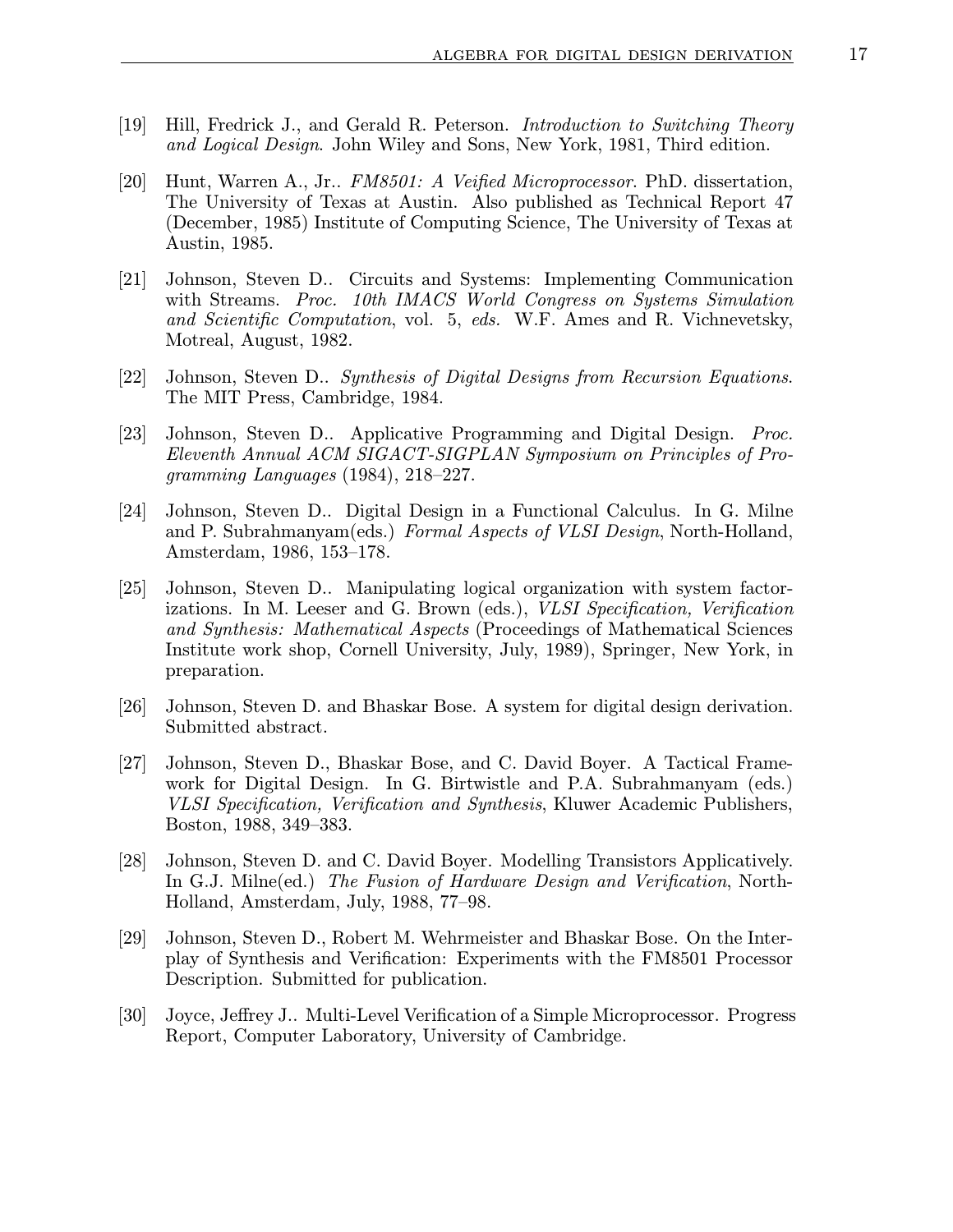[19] Hill, Fredrick J., and Gerald R. Peterson. *Introduction to Switching Theory and Logical Design*. John Wiley and Sons, New York, 1981, Third edition.

[20] Hunt, Warren A., Jr.. *FM8501: A Veified Microprocessor*. PhD. dissertation, The University of Texas at Austin. Also published as Technical Report 47 (December, 1985) Institute of Computing Science, The University of Texas at Austin, 1985.

[21] Johnson, Steven D.. Circuits and Systems: Implementing Communication with Streams. *Proc. 10th IMACS World Congress on Systems Simulation and Scientific Computation*, vol. 5, *eds.* W.F. Ames and R. Vichnevetsky, Motreal, August, 1982.

[22] Johnson, Steven D.. *Synthesis of Digital Designs from Recursion Equations*. The MIT Press, Cambridge, 1984.

[23] Johnson, Steven D.. Applicative Programming and Digital Design. *Proc. Eleventh Annual ACM SIGACT-SIGPLAN Symposium on Principles of Programming Languages* (1984), 218–227.

[24] Johnson, Steven D.. Digital Design in a Functional Calculus. In G. Milne and P. Subrahmanyam(eds.) *Formal Aspects of VLSI Design*, North-Holland, Amsterdam, 1986, 153–178.

[25] Johnson, Steven D.. Manipulating logical organization with system factorizations. In M. Leeser and G. Brown (eds.), *VLSI Specification, Verification and Synthesis: Mathematical Aspects* (Proceedings of Mathematical Sciences Institute work shop, Cornell University, July, 1989), Springer, New York, in preparation.

[26] Johnson, Steven D. and Bhaskar Bose. A system for digital design derivation. Submitted abstract.

[27] Johnson, Steven D., Bhaskar Bose, and C. David Boyer. A Tactical Framework for Digital Design. In G. Birtwistle and P.A. Subrahmanyam (eds.) *VLSI Specification, Verification and Synthesis*, Kluwer Academic Publishers, Boston, 1988, 349–383.

[28] Johnson, Steven D. and C. David Boyer. Modelling Transistors Applicatively. In G.J. Milne(ed.) *The Fusion of Hardware Design and Verification*, North-Holland, Amsterdam, July, 1988, 77–98.

[29] Johnson, Steven D., Robert M. Wehrmeister and Bhaskar Bose. On the Interplay of Synthesis and Verification: Experiments with the FM8501 Processor Description. Submitted for publication.

[30] Joyce, Jeffrey J.. Multi-Level Verification of a Simple Microprocessor. Progress Report, Computer Laboratory, University of Cambridge.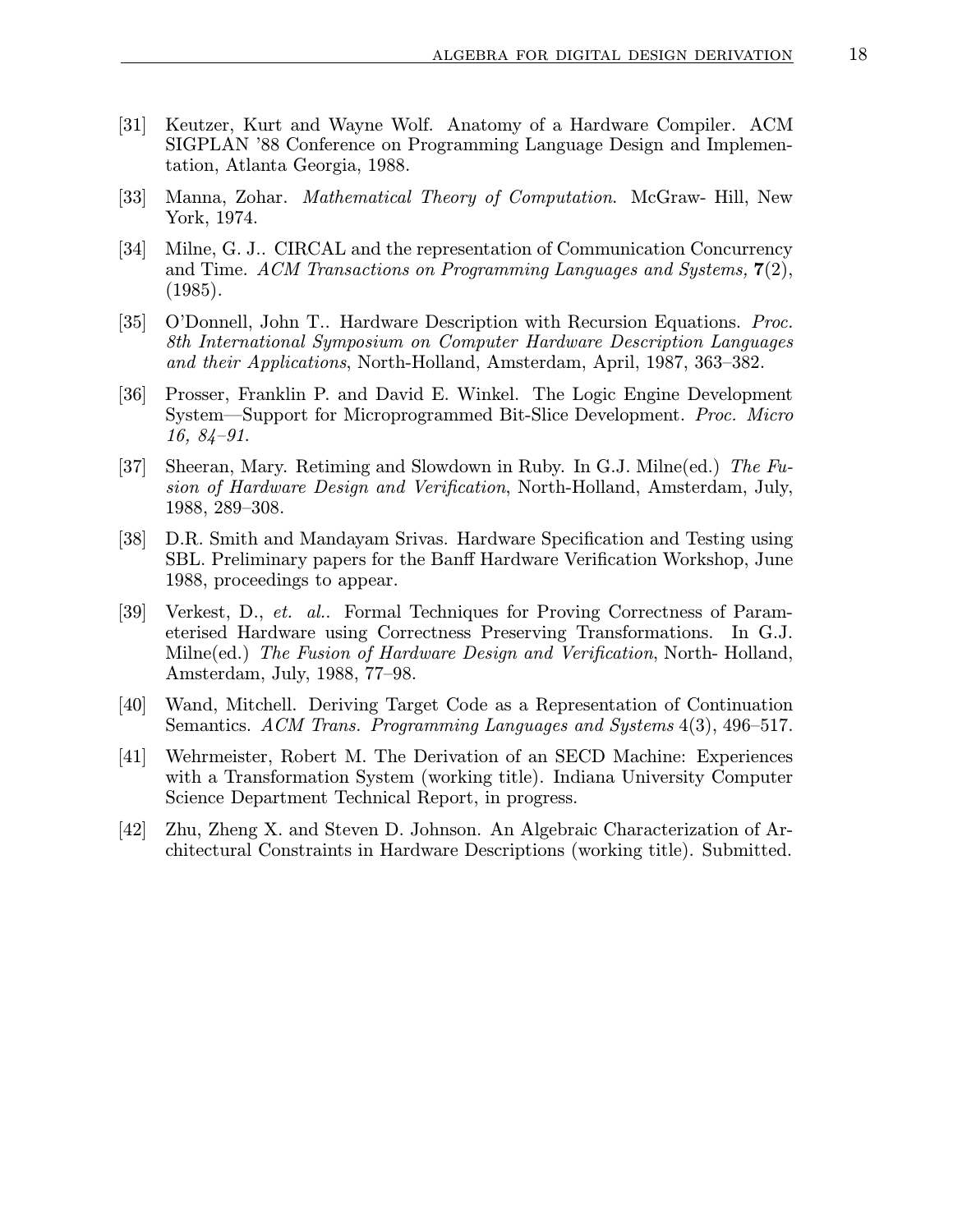[31] Keutzer, Kurt and Wayne Wolf. Anatomy of a Hardware Compiler. ACM SIGPLAN '88 Conference on Programming Language Design and Implementation, Atlanta Georgia, 1988.

[33] Manna, Zohar. *Mathematical Theory of Computation*. McGraw- Hill, New York, 1974.

[34] Milne, G. J.. CIRCAL and the representation of Communication Concurrency and Time. *ACM Transactions on Programming Languages and Systems,* **7**(2), (1985).

[35] O'Donnell, John T.. Hardware Description with Recursion Equations. *Proc. 8th International Symposium on Computer Hardware Description Languages and their Applications*, North-Holland, Amsterdam, April, 1987, 363–382.

[36] Prosser, Franklin P. and David E. Winkel. The Logic Engine Development System—Support for Microprogrammed Bit-Slice Development. *Proc. Micro 16, 84–91.*

[37] Sheeran, Mary. Retiming and Slowdown in Ruby. In G.J. Milne(ed.) *The Fusion of Hardware Design and Verification*, North-Holland, Amsterdam, July, 1988, 289–308.

[38] D.R. Smith and Mandayam Srivas. Hardware Specification and Testing using SBL. Preliminary papers for the Banff Hardware Verification Workshop, June 1988, proceedings to appear.

[39] Verkest, D., *et. al.*. Formal Techniques for Proving Correctness of Parameterised Hardware using Correctness Preserving Transformations. In G.J. Milne(ed.) *The Fusion of Hardware Design and Verification*, North- Holland, Amsterdam, July, 1988, 77–98.

[40] Wand, Mitchell. Deriving Target Code as a Representation of Continuation Semantics. *ACM Trans. Programming Languages and Systems* 4(3), 496–517.

[41] Wehrmeister, Robert M. The Derivation of an SECD Machine: Experiences with a Transformation System (working title). Indiana University Computer Science Department Technical Report, in progress.

[42] Zhu, Zheng X. and Steven D. Johnson. An Algebraic Characterization of Architectural Constraints in Hardware Descriptions (working title). Submitted.